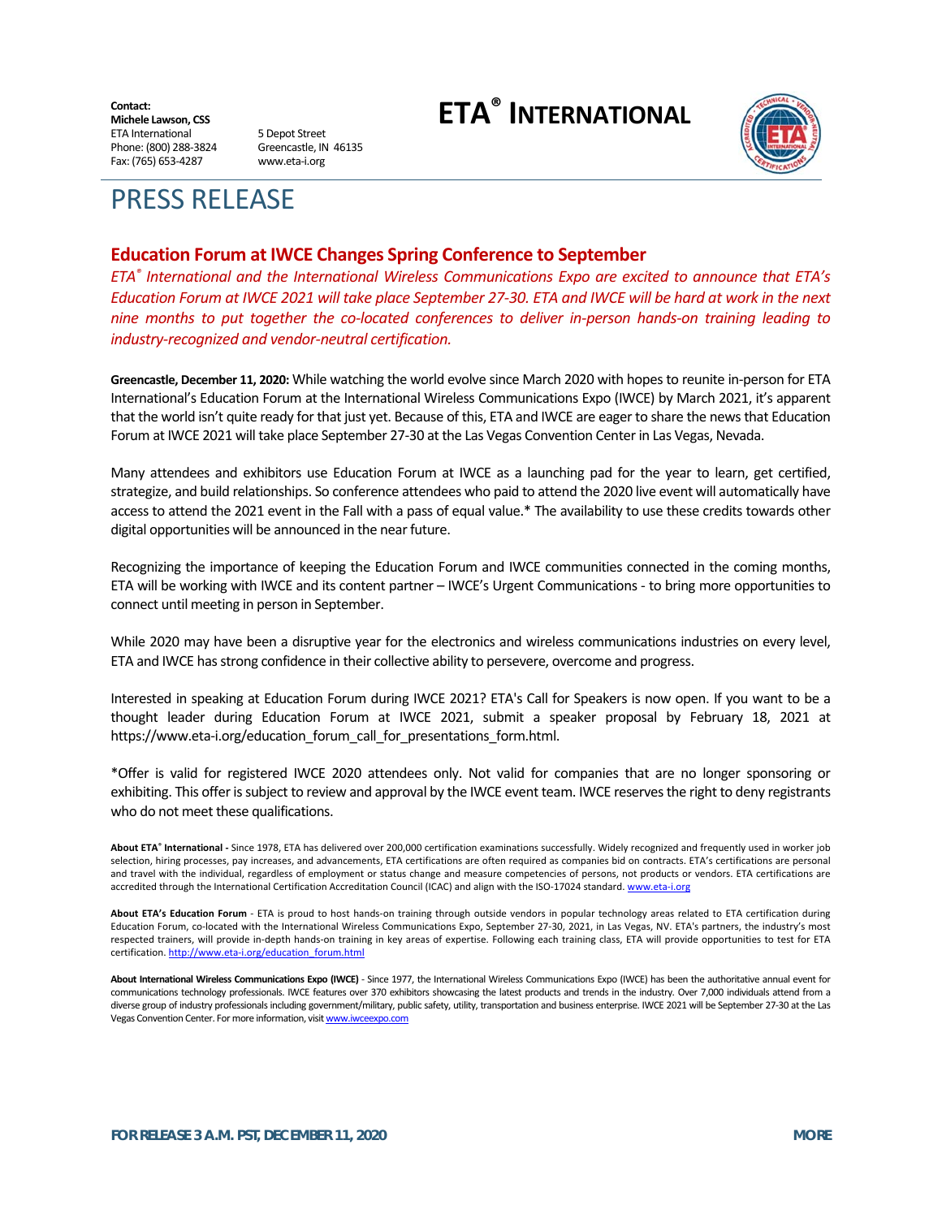**Contact:**
**Michele Lawson, CSS**
ETA International
Phone: (800) 288-3824
Fax: (765) 653-4287

5 Depot Street
Greencastle, IN 46135
www.eta-i.org

# ETA® INTERNATIONAL

# PRESS RELEASE

## Education Forum at IWCE Changes Spring Conference to September

*ETA® International and the International Wireless Communications Expo are excited to announce that ETA's Education Forum at IWCE 2021 will take place September 27-30. ETA and IWCE will be hard at work in the next nine months to put together the co-located conferences to deliver in-person hands-on training leading to industry-recognized and vendor-neutral certification.*

**Greencastle, December 11, 2020:** While watching the world evolve since March 2020 with hopes to reunite in-person for ETA International's Education Forum at the International Wireless Communications Expo (IWCE) by March 2021, it's apparent that the world isn't quite ready for that just yet. Because of this, ETA and IWCE are eager to share the news that Education Forum at IWCE 2021 will take place September 27-30 at the Las Vegas Convention Center in Las Vegas, Nevada.

Many attendees and exhibitors use Education Forum at IWCE as a launching pad for the year to learn, get certified, strategize, and build relationships. So conference attendees who paid to attend the 2020 live event will automatically have access to attend the 2021 event in the Fall with a pass of equal value.* The availability to use these credits towards other digital opportunities will be announced in the near future.

Recognizing the importance of keeping the Education Forum and IWCE communities connected in the coming months, ETA will be working with IWCE and its content partner – IWCE's Urgent Communications - to bring more opportunities to connect until meeting in person in September.

While 2020 may have been a disruptive year for the electronics and wireless communications industries on every level, ETA and IWCE has strong confidence in their collective ability to persevere, overcome and progress.

Interested in speaking at Education Forum during IWCE 2021? ETA's Call for Speakers is now open. If you want to be a thought leader during Education Forum at IWCE 2021, submit a speaker proposal by February 18, 2021 at https://www.eta-i.org/education_forum_call_for_presentations_form.html.

*Offer is valid for registered IWCE 2020 attendees only. Not valid for companies that are no longer sponsoring or exhibiting. This offer is subject to review and approval by the IWCE event team. IWCE reserves the right to deny registrants who do not meet these qualifications.

**About ETA® International -** Since 1978, ETA has delivered over 200,000 certification examinations successfully. Widely recognized and frequently used in worker job selection, hiring processes, pay increases, and advancements, ETA certifications are often required as companies bid on contracts. ETA's certifications are personal and travel with the individual, regardless of employment or status change and measure competencies of persons, not products or vendors. ETA certifications are accredited through the International Certification Accreditation Council (ICAC) and align with the ISO-17024 standard. www.eta-i.org

**About ETA's Education Forum** - ETA is proud to host hands-on training through outside vendors in popular technology areas related to ETA certification during Education Forum, co-located with the International Wireless Communications Expo, September 27-30, 2021, in Las Vegas, NV. ETA's partners, the industry's most respected trainers, will provide in-depth hands-on training in key areas of expertise. Following each training class, ETA will provide opportunities to test for ETA certification. http://www.eta-i.org/education_forum.html

**About International Wireless Communications Expo (IWCE)** - Since 1977, the International Wireless Communications Expo (IWCE) has been the authoritative annual event for communications technology professionals. IWCE features over 370 exhibitors showcasing the latest products and trends in the industry. Over 7,000 individuals attend from a diverse group of industry professionals including government/military, public safety, utility, transportation and business enterprise. IWCE 2021 will be September 27-30 at the Las Vegas Convention Center. For more information, visit www.iwceexpo.com

**FOR RELEASE 3 A.M. PST, DECEMBER 11, 2020** **MORE**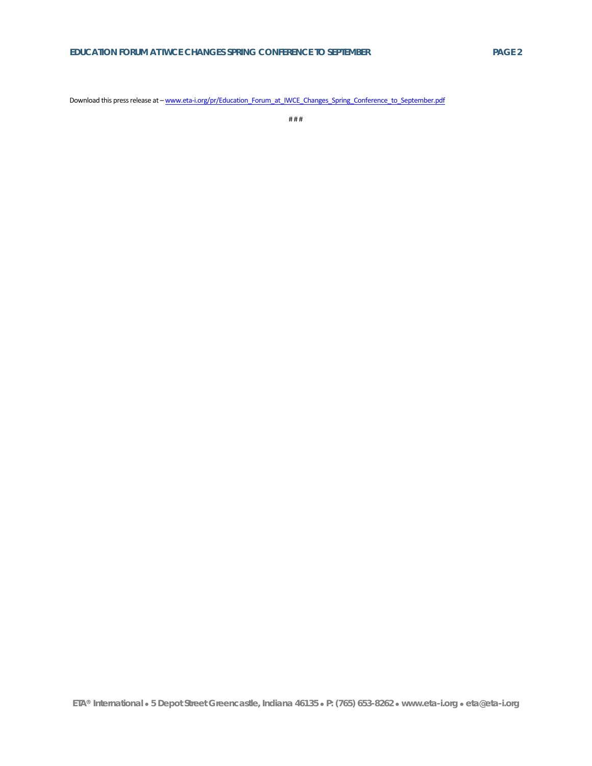Download this press release at – www.eta-i.org/pr/Education_Forum_at_IWCE_Changes_Spring_Conference_to_September.pdf

# # #